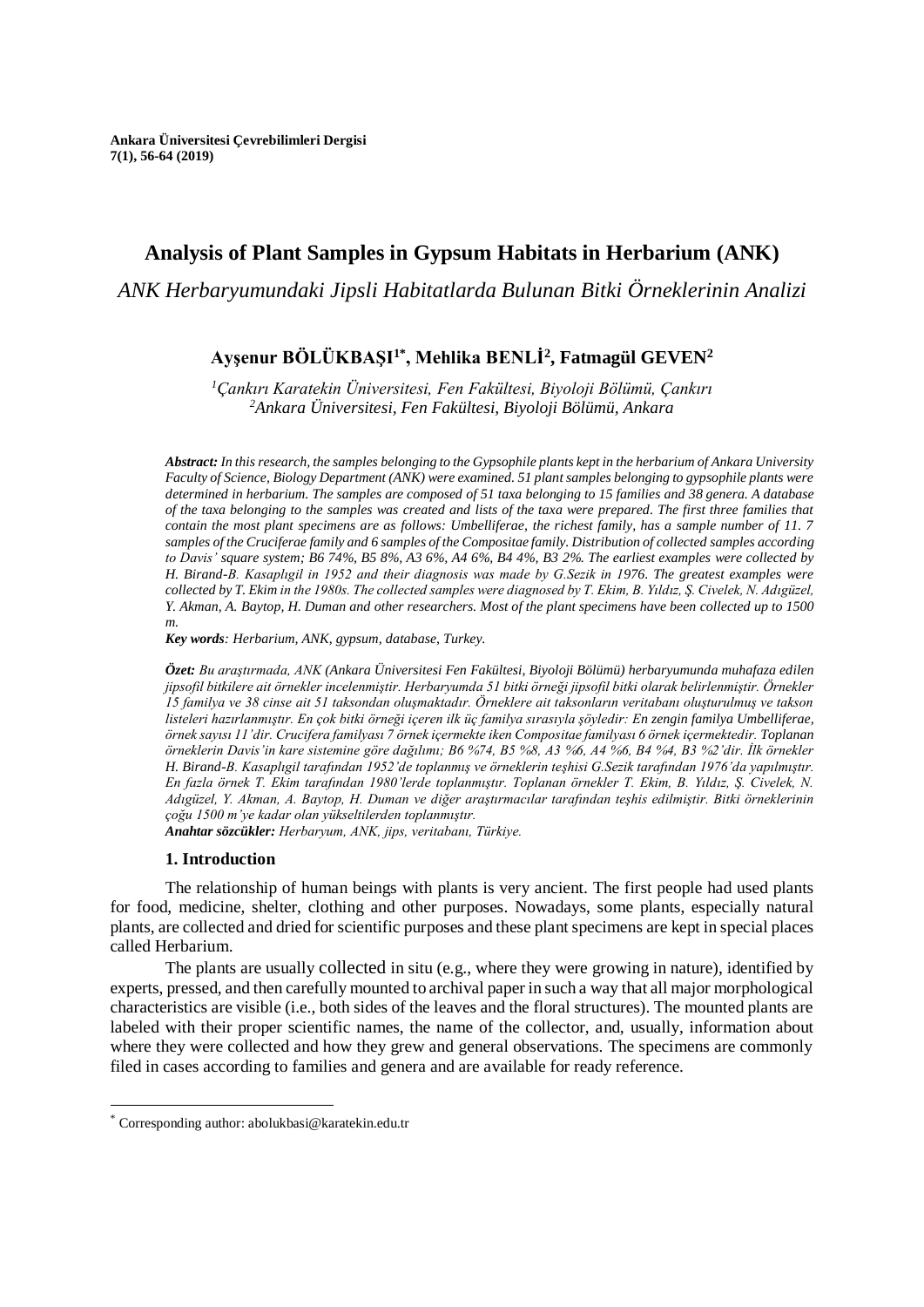# Analysis of Plant Samples in Gypsum Habitats in Herbarium (ANK)

*ANK Herbaryumundaki Jipsli Habitatlarda Bulunan Bitki Örneklerinin Analizi*

**Ayşenur BÖLÜKBAŞI[1*], Mehlika BENLİ[2], Fatmagül GEVEN[2]**

*[1]Çankırı Karatekin Üniversitesi, Fen Fakültesi, Biyoloji Bölümü, Çankırı*
*[2]Ankara Üniversitesi, Fen Fakültesi, Biyoloji Bölümü, Ankara*

***Abstract:*** *In this research, the samples belonging to the Gypsophile plants kept in the herbarium of Ankara University Faculty of Science, Biology Department (ANK) were examined. 51 plant samples belonging to gypsophile plants were determined in herbarium. The samples are composed of 51 taxa belonging to 15 families and 38 genera. A database of the taxa belonging to the samples was created and lists of the taxa were prepared. The first three families that contain the most plant specimens are as follows: Umbelliferae, the richest family, has a sample number of 11. 7 samples of the Cruciferae family and 6 samples of the Compositae family. Distribution of collected samples according to Davis' square system; B6 74%, B5 8%, A3 6%, A4 6%, B4 4%, B3 2%. The earliest examples were collected by H. Birand-B. Kasaplıgil in 1952 and their diagnosis was made by G.Sezik in 1976. The greatest examples were collected by T. Ekim in the 1980s. The collected samples were diagnosed by T. Ekim, B. Yıldız, Ş. Civelek, N. Adıgüzel, Y. Akman, A. Baytop, H. Duman and other researchers. Most of the plant specimens have been collected up to 1500 m.*

***Key words****: Herbarium, ANK, gypsum, database, Turkey.*

***Özet:*** *Bu araştırmada, ANK (Ankara Üniversitesi Fen Fakültesi, Biyoloji Bölümü) herbaryumunda muhafaza edilen jipsofil bitkilere ait örnekler incelenmiştir. Herbaryumda 51 bitki örneği jipsofil bitki olarak belirlenmiştir. Örnekler 15 familya ve 38 cinse ait 51 taksondan oluşmaktadır. Örneklere ait taksonların veritabanı oluşturulmuş ve takson listeleri hazırlanmıştır. En çok bitki örneği içeren ilk üç familya sırasıyla şöyledir: En zengin familya Umbelliferae, örnek sayısı 11'dir. Crucifera familyası 7 örnek içermekte iken Compositae familyası 6 örnek içermektedir. Toplanan örneklerin Davis'in kare sistemine göre dağılımı; B6 %74, B5 %8, A3 %6, A4 %6, B4 %4, B3 %2'dir. İlk örnekler H. Birand-B. Kasaplıgil tarafından 1952'de toplanmış ve örneklerin teşhisi G.Sezik tarafından 1976'da yapılmıştır. En fazla örnek T. Ekim tarafından 1980'lerde toplanmıştır. Toplanan örnekler T. Ekim, B. Yıldız, Ş. Civelek, N. Adıgüzel, Y. Akman, A. Baytop, H. Duman ve diğer araştırmacılar tarafından teşhis edilmiştir. Bitki örneklerinin çoğu 1500 m'ye kadar olan yükseltilerden toplanmıştır.*

***Anahtar sözcükler:*** *Herbaryum, ANK, jips, veritabanı, Türkiye.*

## 1. Introduction

The relationship of human beings with plants is very ancient. The first people had used plants for food, medicine, shelter, clothing and other purposes. Nowadays, some plants, especially natural plants, are collected and dried for scientific purposes and these plant specimens are kept in special places called Herbarium.

The plants are usually collected in situ (e.g., where they were growing in nature), identified by experts, pressed, and then carefully mounted to archival paper in such a way that all major morphological characteristics are visible (i.e., both sides of the leaves and the floral structures). The mounted plants are labeled with their proper scientific names, the name of the collector, and, usually, information about where they were collected and how they grew and general observations. The specimens are commonly filed in cases according to families and genera and are available for ready reference.

[*] Corresponding author: abolukbasi@karatekin.edu.tr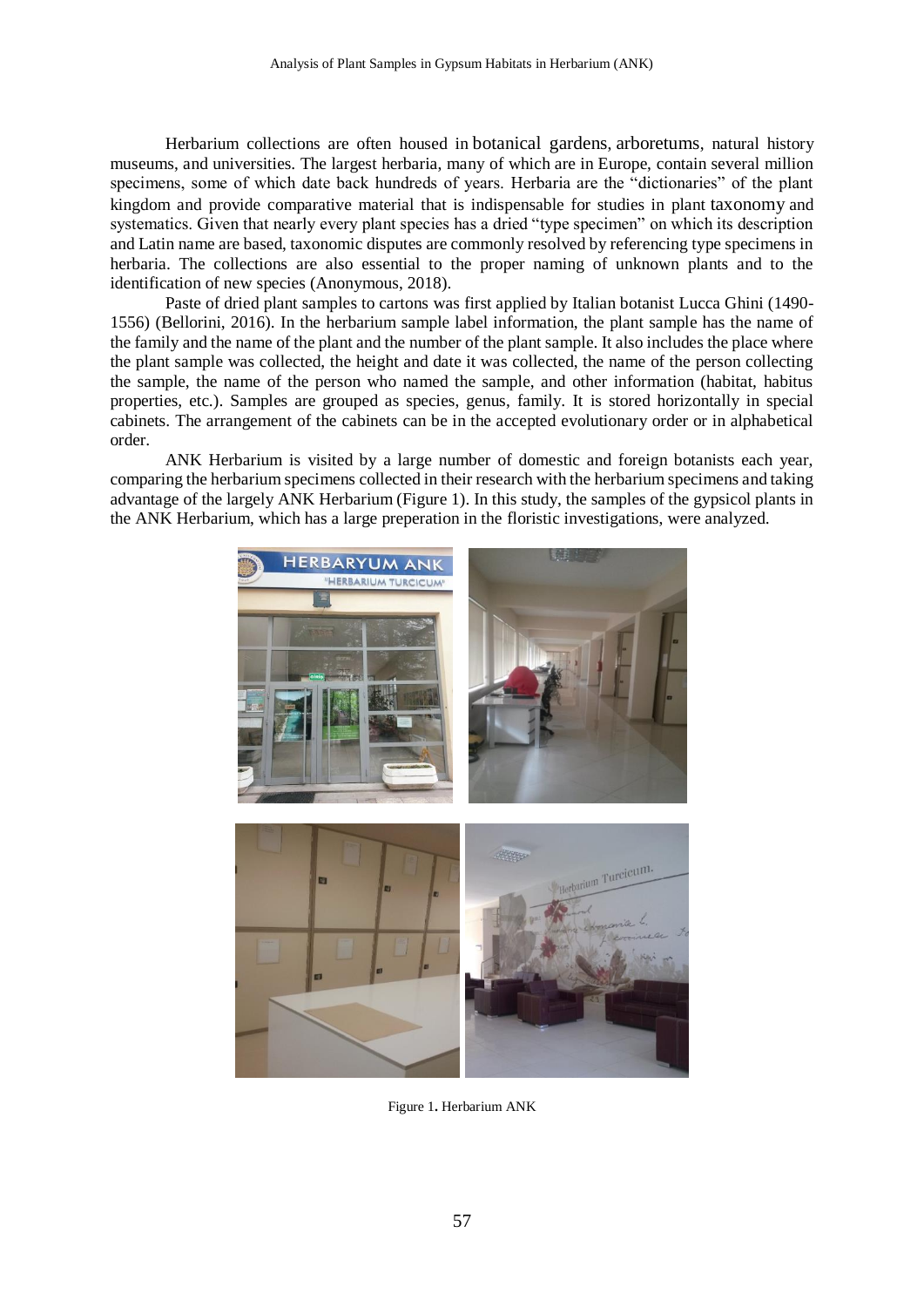Herbarium collections are often housed in botanical gardens, arboretums, natural history museums, and universities. The largest herbaria, many of which are in Europe, contain several million specimens, some of which date back hundreds of years. Herbaria are the "dictionaries" of the plant kingdom and provide comparative material that is indispensable for studies in plant taxonomy and systematics. Given that nearly every plant species has a dried "type specimen" on which its description and Latin name are based, taxonomic disputes are commonly resolved by referencing type specimens in herbaria. The collections are also essential to the proper naming of unknown plants and to the identification of new species (Anonymous, 2018).

Paste of dried plant samples to cartons was first applied by Italian botanist Lucca Ghini (1490-1556) (Bellorini, 2016). In the herbarium sample label information, the plant sample has the name of the family and the name of the plant and the number of the plant sample. It also includes the place where the plant sample was collected, the height and date it was collected, the name of the person collecting the sample, the name of the person who named the sample, and other information (habitat, habitus properties, etc.). Samples are grouped as species, genus, family. It is stored horizontally in special cabinets. The arrangement of the cabinets can be in the accepted evolutionary order or in alphabetical order.

ANK Herbarium is visited by a large number of domestic and foreign botanists each year, comparing the herbarium specimens collected in their research with the herbarium specimens and taking advantage of the largely ANK Herbarium (Figure 1). In this study, the samples of the gypsicol plants in the ANK Herbarium, which has a large preperation in the floristic investigations, were analyzed.

Figure 1. Herbarium ANK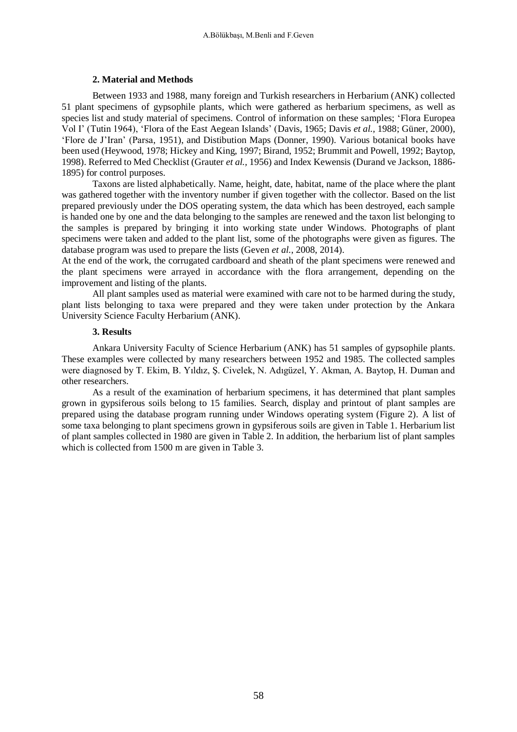## 2. Material and Methods

Between 1933 and 1988, many foreign and Turkish researchers in Herbarium (ANK) collected 51 plant specimens of gypsophile plants, which were gathered as herbarium specimens, as well as species list and study material of specimens. Control of information on these samples; 'Flora Europea Vol I' (Tutin 1964), 'Flora of the East Aegean Islands' (Davis, 1965; Davis *et al.*, 1988; Güner, 2000), 'Flore de J'Iran' (Parsa, 1951), and Distibution Maps (Donner, 1990). Various botanical books have been used (Heywood, 1978; Hickey and King, 1997; Birand, 1952; Brummit and Powell, 1992; Baytop, 1998). Referred to Med Checklist (Grauter *et al.,* 1956) and Index Kewensis (Durand ve Jackson, 1886-1895) for control purposes.

Taxons are listed alphabetically. Name, height, date, habitat, name of the place where the plant was gathered together with the inventory number if given together with the collector. Based on the list prepared previously under the DOS operating system, the data which has been destroyed, each sample is handed one by one and the data belonging to the samples are renewed and the taxon list belonging to the samples is prepared by bringing it into working state under Windows. Photographs of plant specimens were taken and added to the plant list, some of the photographs were given as figures. The database program was used to prepare the lists (Geven *et al.*, 2008, 2014).

At the end of the work, the corrugated cardboard and sheath of the plant specimens were renewed and the plant specimens were arrayed in accordance with the flora arrangement, depending on the improvement and listing of the plants.

All plant samples used as material were examined with care not to be harmed during the study, plant lists belonging to taxa were prepared and they were taken under protection by the Ankara University Science Faculty Herbarium (ANK).

## 3. Results

Ankara University Faculty of Science Herbarium (ANK) has 51 samples of gypsophile plants. These examples were collected by many researchers between 1952 and 1985. The collected samples were diagnosed by T. Ekim, B. Yıldız, Ş. Civelek, N. Adıgüzel, Y. Akman, A. Baytop, H. Duman and other researchers.

As a result of the examination of herbarium specimens, it has determined that plant samples grown in gypsiferous soils belong to 15 families. Search, display and printout of plant samples are prepared using the database program running under Windows operating system (Figure 2). A list of some taxa belonging to plant specimens grown in gypsiferous soils are given in Table 1. Herbarium list of plant samples collected in 1980 are given in Table 2. In addition, the herbarium list of plant samples which is collected from 1500 m are given in Table 3.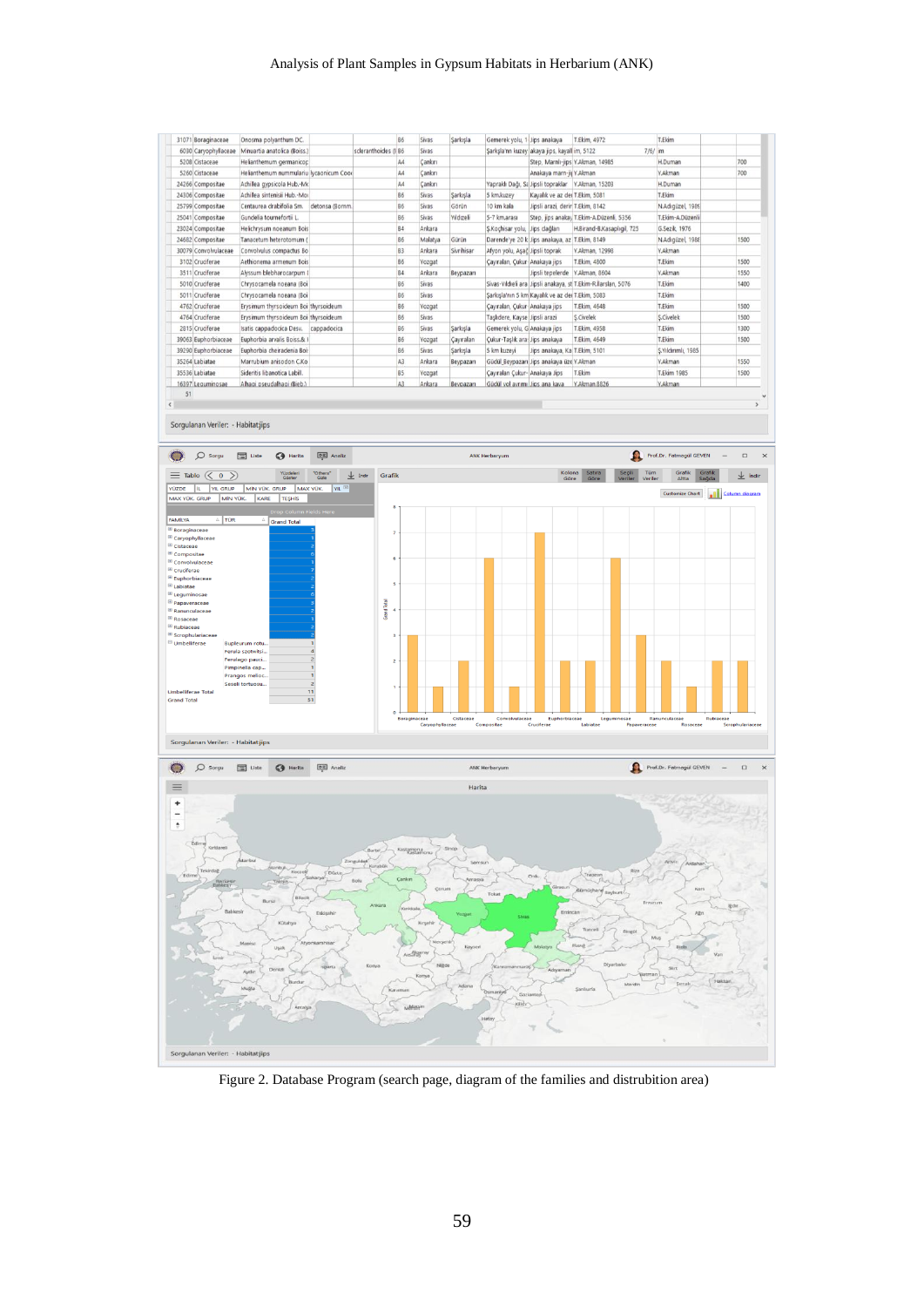Figure 2. Database Program (search page, diagram of the families and distrubition area)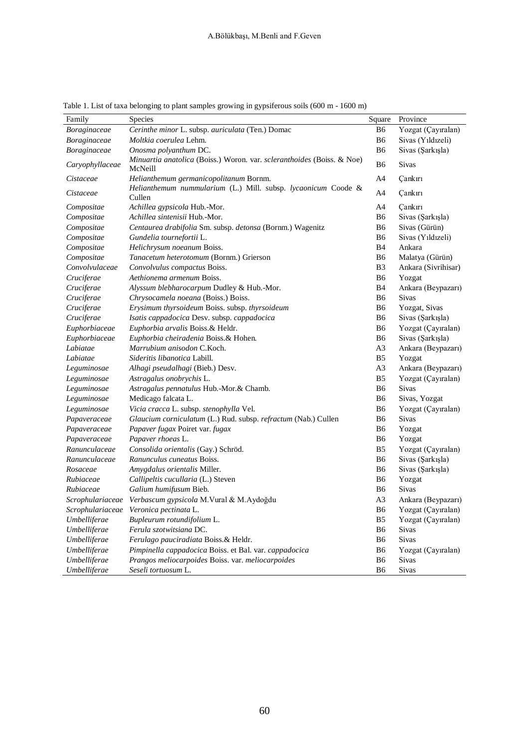Table 1. List of taxa belonging to plant samples growing in gypsiferous soils (600 m - 1600 m)

| Family | Species | Square | Province |
|---|---|---|---|
| *Boraginaceae* | *Cerinthe minor* L. subsp. *auriculata* (Ten.) Domac | B6 | Yozgat (Çayıralan) |
| *Boraginaceae* | *Moltkia coerulea* Lehm. | B6 | Sivas (Yıldızeli) |
| *Boraginaceae* | *Onosma polyanthum* DC. | B6 | Sivas (Şarkışla) |
| *Caryophyllaceae* | *Minuartia anatolica* (Boiss.) Woron. var. *scleranthoides* (Boiss. & Noe) McNeill | B6 | Sivas |
| *Cistaceae* | *Helianthemum germanicopolitanum* Bornm. | A4 | Çankırı |
| *Cistaceae* | *Helianthemum nummularium* (L.) Mill. subsp. *lycaonicum* Coode & Cullen | A4 | Çankırı |
| *Compositae* | *Achillea gypsicola* Hub.-Mor. | A4 | Çankırı |
| *Compositae* | *Achillea sintenisii* Hub.-Mor. | B6 | Sivas (Şarkışla) |
| *Compositae* | *Centaurea drabifolia* Sm. subsp. *detonsa* (Bornm.) Wagenitz | B6 | Sivas (Gürün) |
| *Compositae* | *Gundelia tournefortii* L. | B6 | Sivas (Yıldızeli) |
| *Compositae* | *Helichrysum noeanum* Boiss. | B4 | Ankara |
| *Compositae* | *Tanacetum heterotomum* (Bornm.) Grierson | B6 | Malatya (Gürün) |
| *Convolvulaceae* | *Convolvulus compactus* Boiss. | B3 | Ankara (Sivrihisar) |
| *Cruciferae* | *Aethionema armenum* Boiss. | B6 | Yozgat |
| *Cruciferae* | *Alyssum blebharocarpum* Dudley & Hub.-Mor. | B4 | Ankara (Beypazarı) |
| *Cruciferae* | *Chrysocamela noeana* (Boiss.) Boiss. | B6 | Sivas |
| *Cruciferae* | *Erysimum thyrsoideum* Boiss. subsp. *thyrsoideum* | B6 | Yozgat, Sivas |
| *Cruciferae* | *Isatis cappadocica* Desv. subsp. *cappadocica* | B6 | Sivas (Şarkışla) |
| *Euphorbiaceae* | *Euphorbia arvalis* Boiss.& Heldr. | B6 | Yozgat (Çayıralan) |
| *Euphorbiaceae* | *Euphorbia cheiradenia* Boiss.& Hohen. | B6 | Sivas (Şarkışla) |
| *Labiatae* | *Marrubium anisodon* C.Koch. | A3 | Ankara (Beypazarı) |
| *Labiatae* | *Sideritis libanotica* Labill. | B5 | Yozgat |
| *Leguminosae* | *Alhagi pseudalhagi* (Bieb.) Desv. | A3 | Ankara (Beypazarı) |
| *Leguminosae* | *Astragalus onobrychis* L. | B5 | Yozgat (Çayıralan) |
| *Leguminosae* | *Astragalus pennatulus* Hub.-Mor.& Chamb. | B6 | Sivas |
| *Leguminosae* | Medicago falcata L. | B6 | Sivas, Yozgat |
| *Leguminosae* | *Vicia cracca* L. subsp. *stenophylla* Vel. | B6 | Yozgat (Çayıralan) |
| *Papaveraceae* | *Glaucium corniculatum* (L.) Rud. subsp. *refractum* (Nab.) Cullen | B6 | Sivas |
| *Papaveraceae* | *Papaver fugax* Poiret var. *fugax* | B6 | Yozgat |
| *Papaveraceae* | *Papaver rhoeas* L. | B6 | Yozgat |
| *Ranunculaceae* | *Consolida orientalis* (Gay.) Schröd. | B5 | Yozgat (Çayıralan) |
| *Ranunculaceae* | *Ranunculus cuneatus* Boiss. | B6 | Sivas (Şarkışla) |
| *Rosaceae* | *Amygdalus orientalis* Miller. | B6 | Sivas (Şarkışla) |
| *Rubiaceae* | *Callipeltis cucullaria* (L.) Steven | B6 | Yozgat |
| *Rubiaceae* | *Galium humifusum* Bieb. | B6 | Sivas |
| *Scrophulariaceae* | *Verbascum gypsicola* M.Vural & M.Aydoğdu | A3 | Ankara (Beypazarı) |
| *Scrophulariaceae* | *Veronica pectinata* L. | B6 | Yozgat (Çayıralan) |
| *Umbelliferae* | *Bupleurum rotundifolium* L. | B5 | Yozgat (Çayıralan) |
| *Umbelliferae* | *Ferula szotwitsiana* DC. | B6 | Sivas |
| *Umbelliferae* | *Ferulago pauciradiata* Boiss.& Heldr. | B6 | Sivas |
| *Umbelliferae* | *Pimpinella cappadocica* Boiss. et Bal. var. *cappadocica* | B6 | Yozgat (Çayıralan) |
| *Umbelliferae* | *Prangos meliocarpoides* Boiss. var. *meliocarpoides* | B6 | Sivas |
| *Umbelliferae* | *Seseli tortuosum* L. | B6 | Sivas |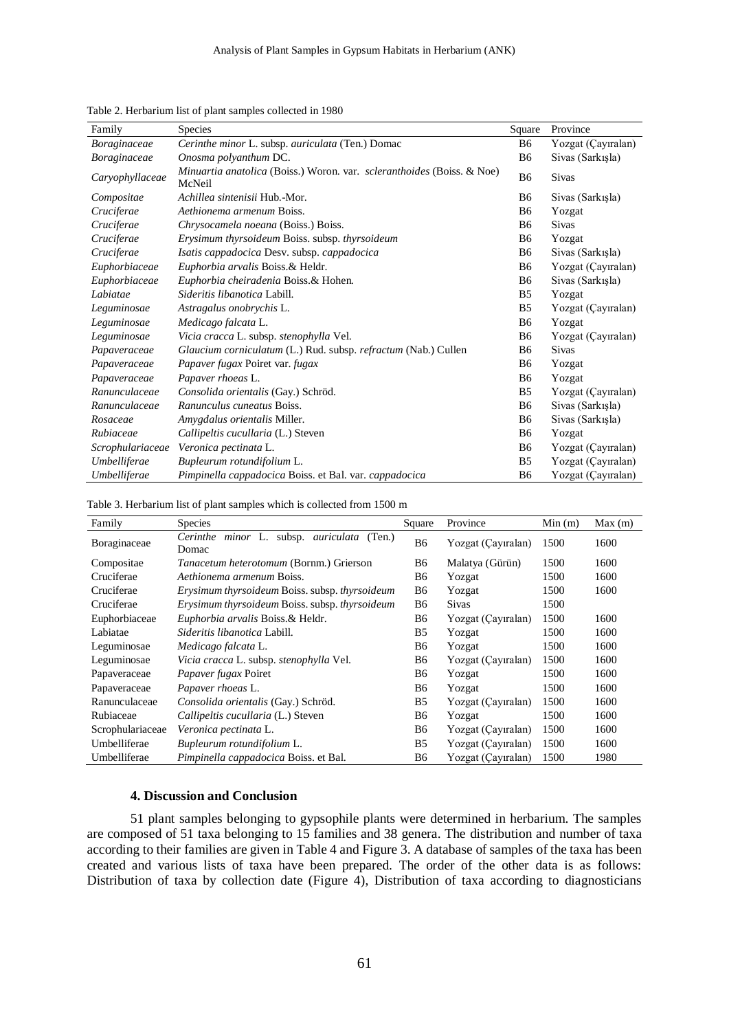Table 2. Herbarium list of plant samples collected in 1980

| Family | Species | Square | Province |
|---|---|---|---|
| *Boraginaceae* | *Cerinthe minor* L. subsp. *auriculata* (Ten.) Domac | B6 | Yozgat (Çayıralan) |
| *Boraginaceae* | *Onosma polyanthum* DC. | B6 | Sivas (Sarkışla) |
| *Caryophyllaceae* | *Minuartia anatolica* (Boiss.) Woron. var. *scleranthoides* (Boiss. & Noe) McNeil | B6 | Sivas |
| *Compositae* | *Achillea sintenisii* Hub.-Mor. | B6 | Sivas (Sarkışla) |
| *Cruciferae* | *Aethionema armenum* Boiss. | B6 | Yozgat |
| *Cruciferae* | *Chrysocamela noeana* (Boiss.) Boiss. | B6 | Sivas |
| *Cruciferae* | *Erysimum thyrsoideum* Boiss. subsp. *thyrsoideum* | B6 | Yozgat |
| *Cruciferae* | *Isatis cappadocica* Desv. subsp. *cappadocica* | B6 | Sivas (Sarkışla) |
| *Euphorbiaceae* | *Euphorbia arvalis* Boiss.& Heldr. | B6 | Yozgat (Çayıralan) |
| *Euphorbiaceae* | *Euphorbia cheiradenia* Boiss.& Hohen. | B6 | Sivas (Sarkışla) |
| *Labiatae* | *Sideritis libanotica* Labill. | B5 | Yozgat |
| *Leguminosae* | *Astragalus onobrychis* L. | B5 | Yozgat (Çayıralan) |
| *Leguminosae* | *Medicago falcata* L. | B6 | Yozgat |
| *Leguminosae* | *Vicia cracca* L. subsp. *stenophylla* Vel. | B6 | Yozgat (Çayıralan) |
| *Papaveraceae* | *Glaucium corniculatum* (L.) Rud. subsp. *refractum* (Nab.) Cullen | B6 | Sivas |
| *Papaveraceae* | *Papaver fugax* Poiret var. *fugax* | B6 | Yozgat |
| *Papaveraceae* | *Papaver rhoeas* L. | B6 | Yozgat |
| *Ranunculaceae* | *Consolida orientalis* (Gay.) Schröd. | B5 | Yozgat (Çayıralan) |
| *Ranunculaceae* | *Ranunculus cuneatus* Boiss. | B6 | Sivas (Sarkışla) |
| *Rosaceae* | *Amygdalus orientalis* Miller. | B6 | Sivas (Sarkışla) |
| *Rubiaceae* | *Callipeltis cucullaria* (L.) Steven | B6 | Yozgat |
| *Scrophulariaceae* | *Veronica pectinata* L. | B6 | Yozgat (Çayıralan) |
| *Umbelliferae* | *Bupleurum rotundifolium* L. | B5 | Yozgat (Çayıralan) |
| *Umbelliferae* | *Pimpinella cappadocica* Boiss. et Bal. var. *cappadocica* | B6 | Yozgat (Çayıralan) |

Table 3. Herbarium list of plant samples which is collected from 1500 m

| Family | Species | Square | Province | Min (m) | Max (m) |
|---|---|---|---|---|---|
| Boraginaceae | *Cerinthe minor* L. subsp. *auriculata* (Ten.) Domac | B6 | Yozgat (Çayıralan) | 1500 | 1600 |
| Compositae | *Tanacetum heterotomum* (Bornm.) Grierson | B6 | Malatya (Gürün) | 1500 | 1600 |
| Cruciferae | *Aethionema armenum* Boiss. | B6 | Yozgat | 1500 | 1600 |
| Cruciferae | *Erysimum thyrsoideum* Boiss. subsp. *thyrsoideum* | B6 | Yozgat | 1500 | 1600 |
| Cruciferae | *Erysimum thyrsoideum* Boiss. subsp. *thyrsoideum* | B6 | Sivas | 1500 | |
| Euphorbiaceae | *Euphorbia arvalis* Boiss.& Heldr. | B6 | Yozgat (Çayıralan) | 1500 | 1600 |
| Labiatae | *Sideritis libanotica* Labill. | B5 | Yozgat | 1500 | 1600 |
| Leguminosae | *Medicago falcata* L. | B6 | Yozgat | 1500 | 1600 |
| Leguminosae | *Vicia cracca* L. subsp. *stenophylla* Vel. | B6 | Yozgat (Çayıralan) | 1500 | 1600 |
| Papaveraceae | *Papaver fugax* Poiret | B6 | Yozgat | 1500 | 1600 |
| Papaveraceae | *Papaver rhoeas* L. | B6 | Yozgat | 1500 | 1600 |
| Ranunculaceae | *Consolida orientalis* (Gay.) Schröd. | B5 | Yozgat (Çayıralan) | 1500 | 1600 |
| Rubiaceae | *Callipeltis cucullaria* (L.) Steven | B6 | Yozgat | 1500 | 1600 |
| Scrophulariaceae | *Veronica pectinata* L. | B6 | Yozgat (Çayıralan) | 1500 | 1600 |
| Umbelliferae | *Bupleurum rotundifolium* L. | B5 | Yozgat (Çayıralan) | 1500 | 1600 |
| Umbelliferae | *Pimpinella cappadocica* Boiss. et Bal. | B6 | Yozgat (Çayıralan) | 1500 | 1980 |

## 4. Discussion and Conclusion

51 plant samples belonging to gypsophile plants were determined in herbarium. The samples are composed of 51 taxa belonging to 15 families and 38 genera. The distribution and number of taxa according to their families are given in Table 4 and Figure 3. A database of samples of the taxa has been created and various lists of taxa have been prepared. The order of the other data is as follows: Distribution of taxa by collection date (Figure 4), Distribution of taxa according to diagnosticians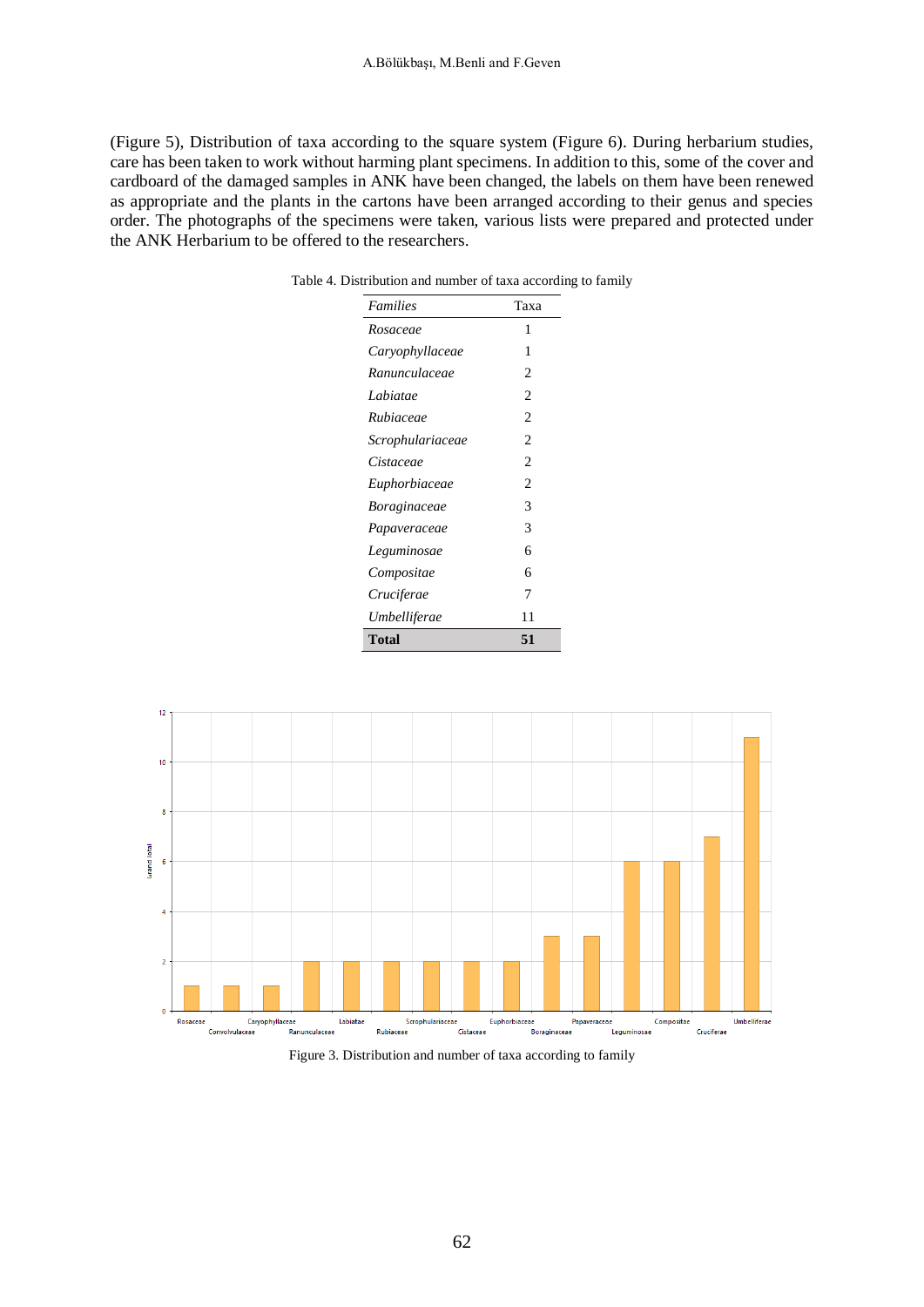(Figure 5), Distribution of taxa according to the square system (Figure 6). During herbarium studies, care has been taken to work without harming plant specimens. In addition to this, some of the cover and cardboard of the damaged samples in ANK have been changed, the labels on them have been renewed as appropriate and the plants in the cartons have been arranged according to their genus and species order. The photographs of the specimens were taken, various lists were prepared and protected under the ANK Herbarium to be offered to the researchers.

Table 4. Distribution and number of taxa according to family

| *Families* | Taxa |
|---|---|
| *Rosaceae* | 1 |
| *Caryophyllaceae* | 1 |
| *Ranunculaceae* | 2 |
| *Labiatae* | 2 |
| *Rubiaceae* | 2 |
| *Scrophulariaceae* | 2 |
| *Cistaceae* | 2 |
| *Euphorbiaceae* | 2 |
| *Boraginaceae* | 3 |
| *Papaveraceae* | 3 |
| *Leguminosae* | 6 |
| *Compositae* | 6 |
| *Cruciferae* | 7 |
| *Umbelliferae* | 11 |
| **Total** | **51** |

Figure 3. Distribution and number of taxa according to family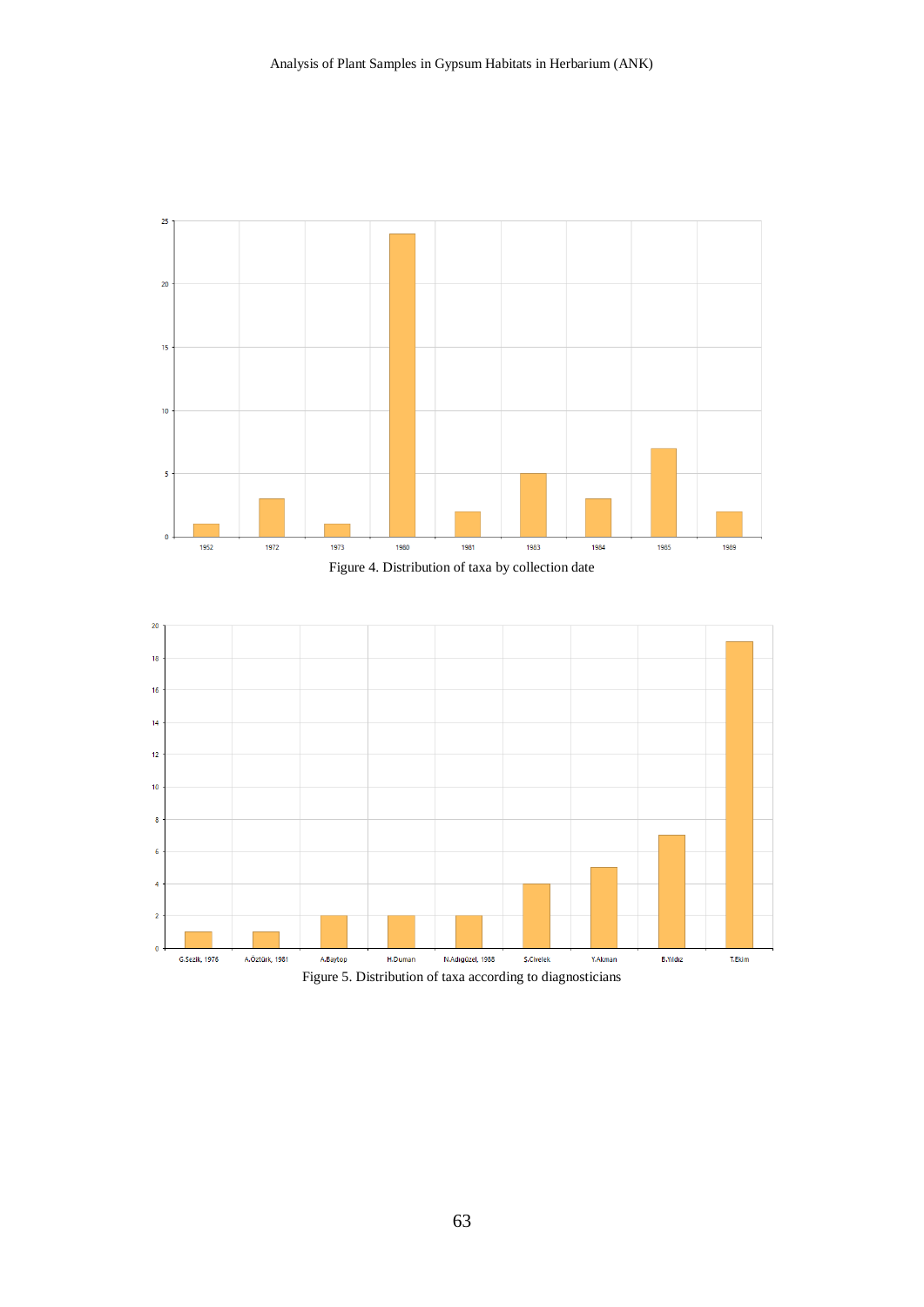Figure 4. Distribution of taxa by collection date

Figure 5. Distribution of taxa according to diagnosticians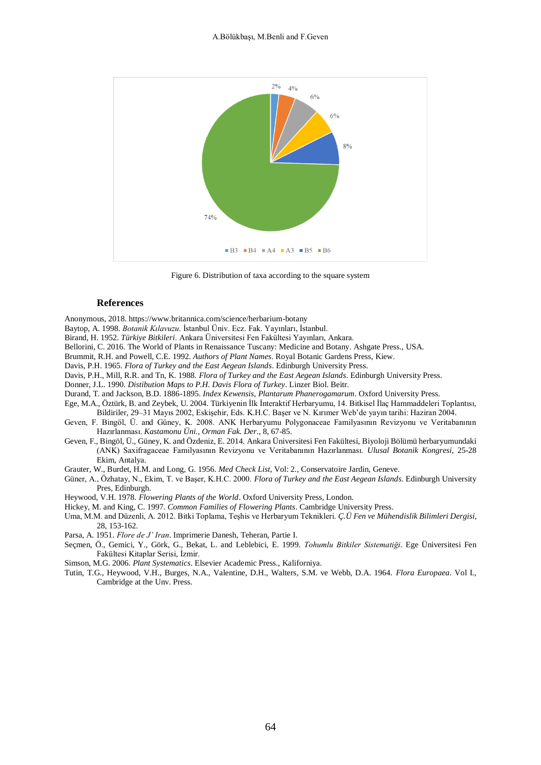2%
4%
6%
6%
8%
74%

B3 B4 A4 A3 B5 B6

Figure 6. Distribution of taxa according to the square system

## References

Anonymous, 2018. https://www.britannica.com/science/herbarium-botany

Baytop, A. 1998. *Botanik Kılavuzu*. İstanbul Üniv. Ecz. Fak. Yayınları, İstanbul.

Birand, H. 1952. *Türkiye Bitkileri*. Ankara Üniversitesi Fen Fakültesi Yayınları, Ankara.

Bellorini, C. 2016. The World of Plants in Renaissance Tuscany: Medicine and Botany. Ashgate Press., USA.

Brummit, R.H. and Powell, C.E. 1992. *Authors of Plant Names*. Royal Botanic Gardens Press, Kiew.

Davis, P.H. 1965. *Flora of Turkey and the East Aegean Islands*. Edinburgh University Press.

Davis, P.H., Mill, R.R. and Tn, K. 1988. *Flora of Turkey and the East Aegean Islands*. Edinburgh University Press.

Donner, J.L. 1990. *Distibution Maps to P.H. Davis Flora of Turkey*. Linzer Biol. Beitr.

Durand, T. and Jackson, B.D. 1886-1895. *Index Kewensis, Plantarum Phanerogamarum*. Oxford University Press.

Ege, M.A., Öztürk, B. and Zeybek, U. 2004. Türkiyenin İlk İnteraktif Herbaryumu, 14. Bitkisel İlaç Hammaddeleri Toplantısı, Bildiriler, 29–31 Mayıs 2002, Eskişehir, Eds. K.H.C. Başer ve N. Kırımer Web'de yayın tarihi: Haziran 2004.

Geven, F. Bingöl, Ü. and Güney, K. 2008. ANK Herbaryumu Polygonaceae Familyasının Revizyonu ve Veritabanının Hazırlanması. *Kastamonu Üni., Orman Fak. Der*., 8, 67-85.

Geven, F., Bingöl, Ü., Güney, K. and Özdeniz, E. 2014. Ankara Üniversitesi Fen Fakültesi, Biyoloji Bölümü herbaryumundaki (ANK) Saxifragaceae Familyasının Revizyonu ve Veritabanının Hazırlanması. *Ulusal Botanik Kongresi*, 25-28 Ekim, Antalya.

Grauter, W., Burdet, H.M. and Long, G. 1956. *Med Check List*, Vol: 2., Conservatoire Jardin, Geneve.

Güner, A., Özhatay, N., Ekim, T. ve Başer, K.H.C. 2000. *Flora of Turkey and the East Aegean Islands*. Edinburgh University Pres, Edinburgh.

Heywood, V.H. 1978. *Flowering Plants of the World*. Oxford University Press, London.

Hickey, M. and King, C. 1997. *Common Families of Flowering Plants*. Cambridge University Press.

Uma, M.M. and Düzenli, A. 2012. Bitki Toplama, Teşhis ve Herbaryum Teknikleri. *Ç.Ü Fen ve Mühendislik Bilimleri Dergisi*, 28, 153-162.

Parsa, A. 1951. *Flore de J' Iran*. Imprimerie Danesh, Teheran, Partie I.

Seçmen, Ö., Gemici, Y., Görk, G., Bekat, L. and Leblebici, E. 1999. *Tohumlu Bitkiler Sistematiği*. Ege Üniversitesi Fen Fakültesi Kitaplar Serisi, İzmir.

Simson, M.G. 2006. *Plant Systematics*. Elsevier Academic Press., Kaliforniya.

Tutin, T.G., Heywood, V.H., Burges, N.A., Valentine, D.H., Walters, S.M. ve Webb, D.A. 1964. *Flora Europaea*. Vol I., Cambridge at the Unv. Press.